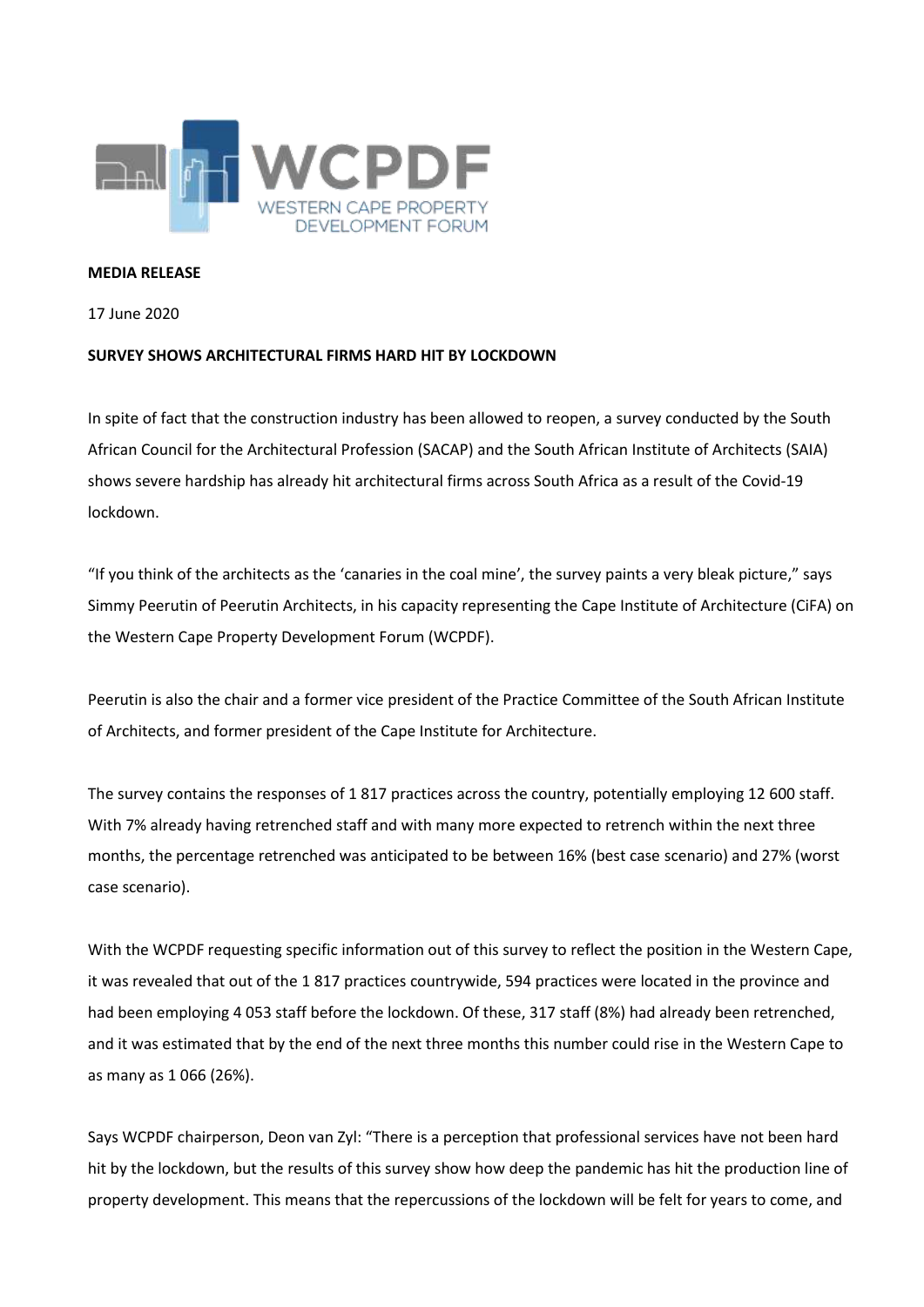**MEDIA RELEASE**

17 June 2020

**SURVEY SHOWS ARCHITECTURAL FIRMS HARD HIT BY LOCKDOWN**

In spite of fact that the construction industry has been allowed to reopen, a survey conducted by the South African Council for the Architectural Profession (SACAP) and the South African Institute of Architects (SAIA) shows severe hardship has already hit architectural firms across South Africa as a result of the Covid-19 lockdown.

"If you think of the architects as the 'canaries in the coal mine', the survey paints a very bleak picture," says Simmy Peerutin of Peerutin Architects, in his capacity representing the Cape Institute of Architecture (CiFA) on the Western Cape Property Development Forum (WCPDF).

Peerutin is also the chair and a former vice president of the Practice Committee of the South African Institute of Architects, and former president of the Cape Institute for Architecture.

The survey contains the responses of 1 817 practices across the country, potentially employing 12 600 staff. With 7% already having retrenched staff and with many more expected to retrench within the next three months, the percentage retrenched was anticipated to be between 16% (best case scenario) and 27% (worst case scenario).

With the WCPDF requesting specific information out of this survey to reflect the position in the Western Cape, it was revealed that out of the 1 817 practices countrywide, 594 practices were located in the province and had been employing 4 053 staff before the lockdown. Of these, 317 staff (8%) had already been retrenched, and it was estimated that by the end of the next three months this number could rise in the Western Cape to as many as 1 066 (26%).

Says WCPDF chairperson, Deon van Zyl: "There is a perception that professional services have not been hard hit by the lockdown, but the results of this survey show how deep the pandemic has hit the production line of property development. This means that the repercussions of the lockdown will be felt for years to come, and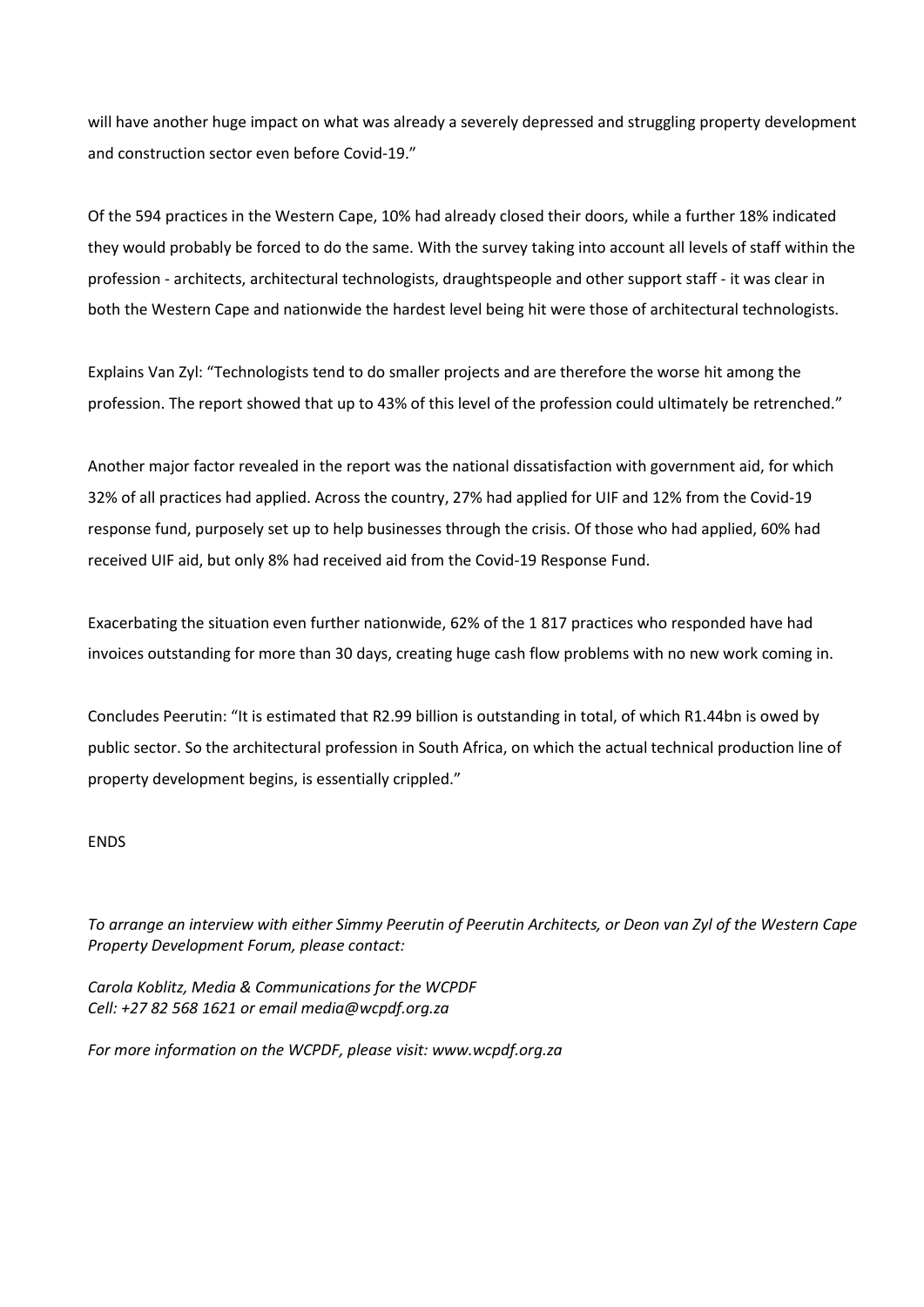will have another huge impact on what was already a severely depressed and struggling property development and construction sector even before Covid-19."

Of the 594 practices in the Western Cape, 10% had already closed their doors, while a further 18% indicated they would probably be forced to do the same. With the survey taking into account all levels of staff within the profession - architects, architectural technologists, draughtspeople and other support staff - it was clear in both the Western Cape and nationwide the hardest level being hit were those of architectural technologists.

Explains Van Zyl: "Technologists tend to do smaller projects and are therefore the worse hit among the profession. The report showed that up to 43% of this level of the profession could ultimately be retrenched."

Another major factor revealed in the report was the national dissatisfaction with government aid, for which 32% of all practices had applied. Across the country, 27% had applied for UIF and 12% from the Covid-19 response fund, purposely set up to help businesses through the crisis. Of those who had applied, 60% had received UIF aid, but only 8% had received aid from the Covid-19 Response Fund.

Exacerbating the situation even further nationwide, 62% of the 1 817 practices who responded have had invoices outstanding for more than 30 days, creating huge cash flow problems with no new work coming in.

Concludes Peerutin: "It is estimated that R2.99 billion is outstanding in total, of which R1.44bn is owed by public sector. So the architectural profession in South Africa, on which the actual technical production line of property development begins, is essentially crippled."

ENDS

*To arrange an interview with either Simmy Peerutin of Peerutin Architects, or Deon van Zyl of the Western Cape Property Development Forum, please contact:*

*Carola Koblitz, Media & Communications for the WCPDF*
*Cell: +27 82 568 1621 or email media@wcpdf.org.za*

*For more information on the WCPDF, please visit: www.wcpdf.org.za*